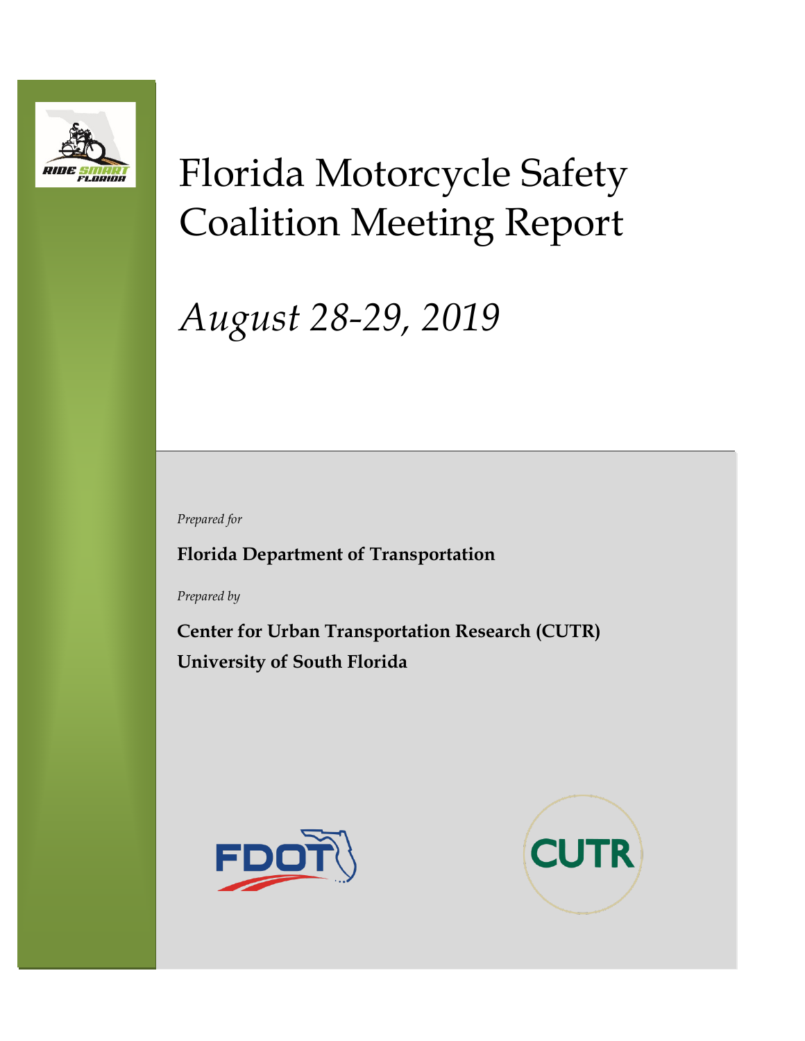# Florida Motorcycle Safety Coalition Meeting Report

*August 28-29, 2019*

*Prepared for*

**Florida Department of Transportation**

*Prepared by*

**Center for Urban Transportation Research (CUTR)**
**University of South Florida**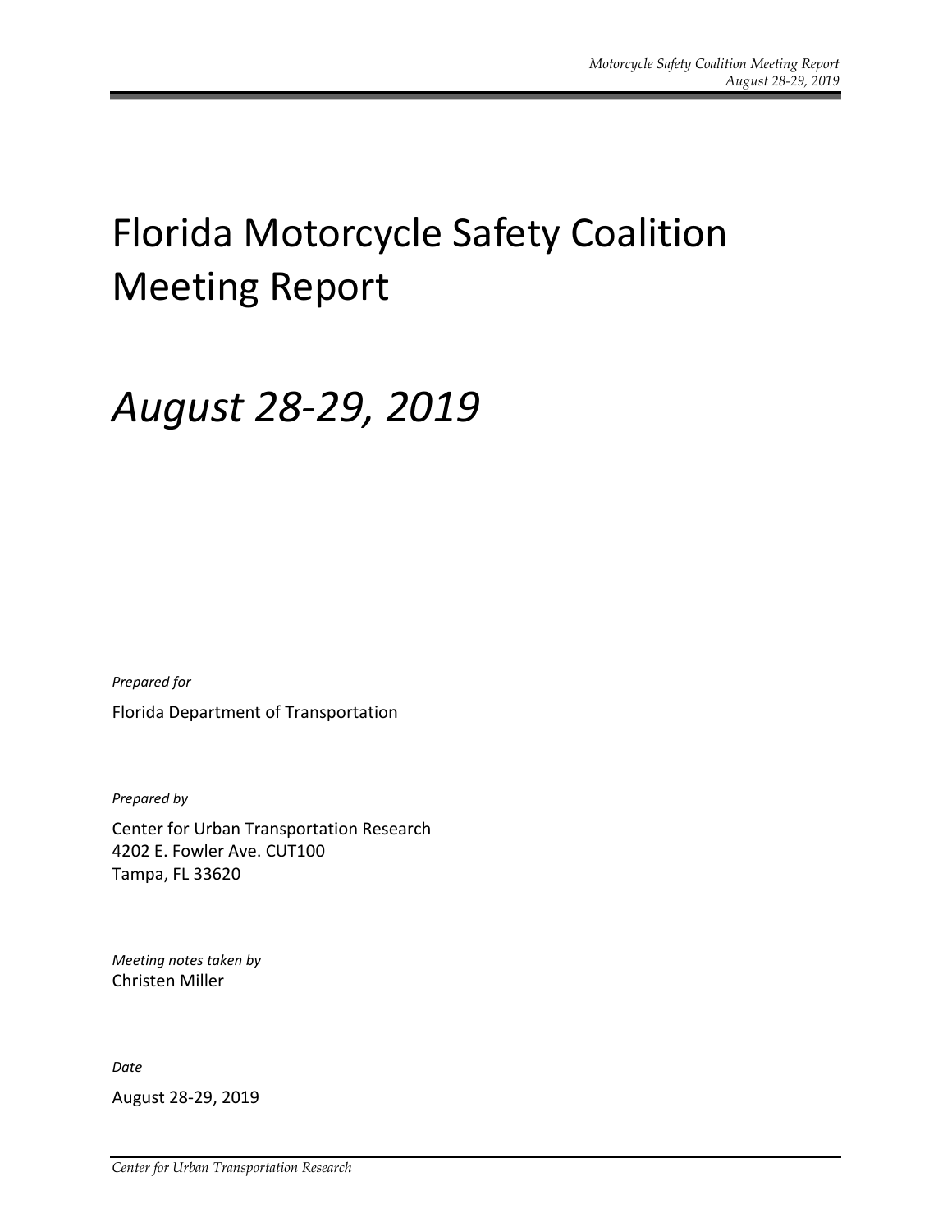# Florida Motorcycle Safety Coalition Meeting Report

# *August 28-29, 2019*

*Prepared for*

Florida Department of Transportation

*Prepared by*

Center for Urban Transportation Research
4202 E. Fowler Ave. CUT100
Tampa, FL 33620

*Meeting notes taken by*
Christen Miller

*Date*

August 28-29, 2019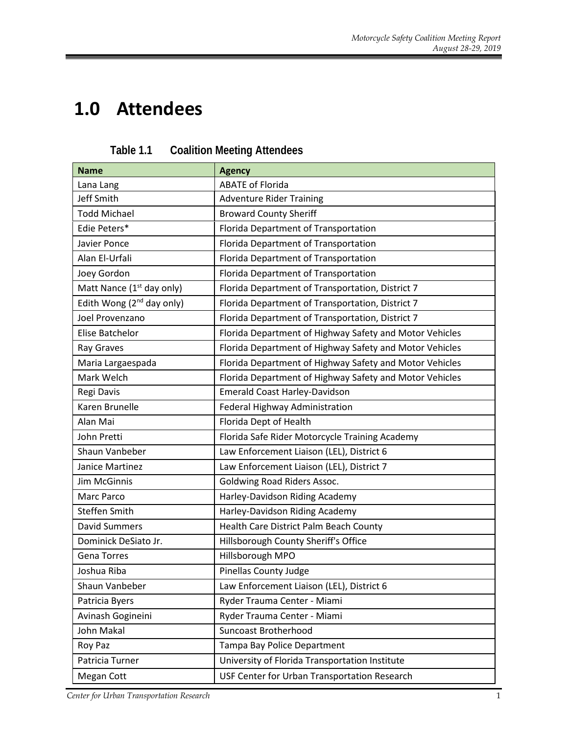# 1.0 Attendees

**Table 1.1 Coalition Meeting Attendees**

| Name | Agency |
|---|---|
| Lana Lang | ABATE of Florida |
| Jeff Smith | Adventure Rider Training |
| Todd Michael | Broward County Sheriff |
| Edie Peters* | Florida Department of Transportation |
| Javier Ponce | Florida Department of Transportation |
| Alan El-Urfali | Florida Department of Transportation |
| Joey Gordon | Florida Department of Transportation |
| Matt Nance (1st day only) | Florida Department of Transportation, District 7 |
| Edith Wong (2nd day only) | Florida Department of Transportation, District 7 |
| Joel Provenzano | Florida Department of Transportation, District 7 |
| Elise Batchelor | Florida Department of Highway Safety and Motor Vehicles |
| Ray Graves | Florida Department of Highway Safety and Motor Vehicles |
| Maria Largaespada | Florida Department of Highway Safety and Motor Vehicles |
| Mark Welch | Florida Department of Highway Safety and Motor Vehicles |
| Regi Davis | Emerald Coast Harley-Davidson |
| Karen Brunelle | Federal Highway Administration |
| Alan Mai | Florida Dept of Health |
| John Pretti | Florida Safe Rider Motorcycle Training Academy |
| Shaun Vanbeber | Law Enforcement Liaison (LEL), District 6 |
| Janice Martinez | Law Enforcement Liaison (LEL), District 7 |
| Jim McGinnis | Goldwing Road Riders Assoc. |
| Marc Parco | Harley-Davidson Riding Academy |
| Steffen Smith | Harley-Davidson Riding Academy |
| David Summers | Health Care District Palm Beach County |
| Dominick DeSiato Jr. | Hillsborough County Sheriff's Office |
| Gena Torres | Hillsborough MPO |
| Joshua Riba | Pinellas County Judge |
| Shaun Vanbeber | Law Enforcement Liaison (LEL), District 6 |
| Patricia Byers | Ryder Trauma Center - Miami |
| Avinash Gogineini | Ryder Trauma Center - Miami |
| John Makal | Suncoast Brotherhood |
| Roy Paz | Tampa Bay Police Department |
| Patricia Turner | University of Florida Transportation Institute |
| Megan Cott | USF Center for Urban Transportation Research |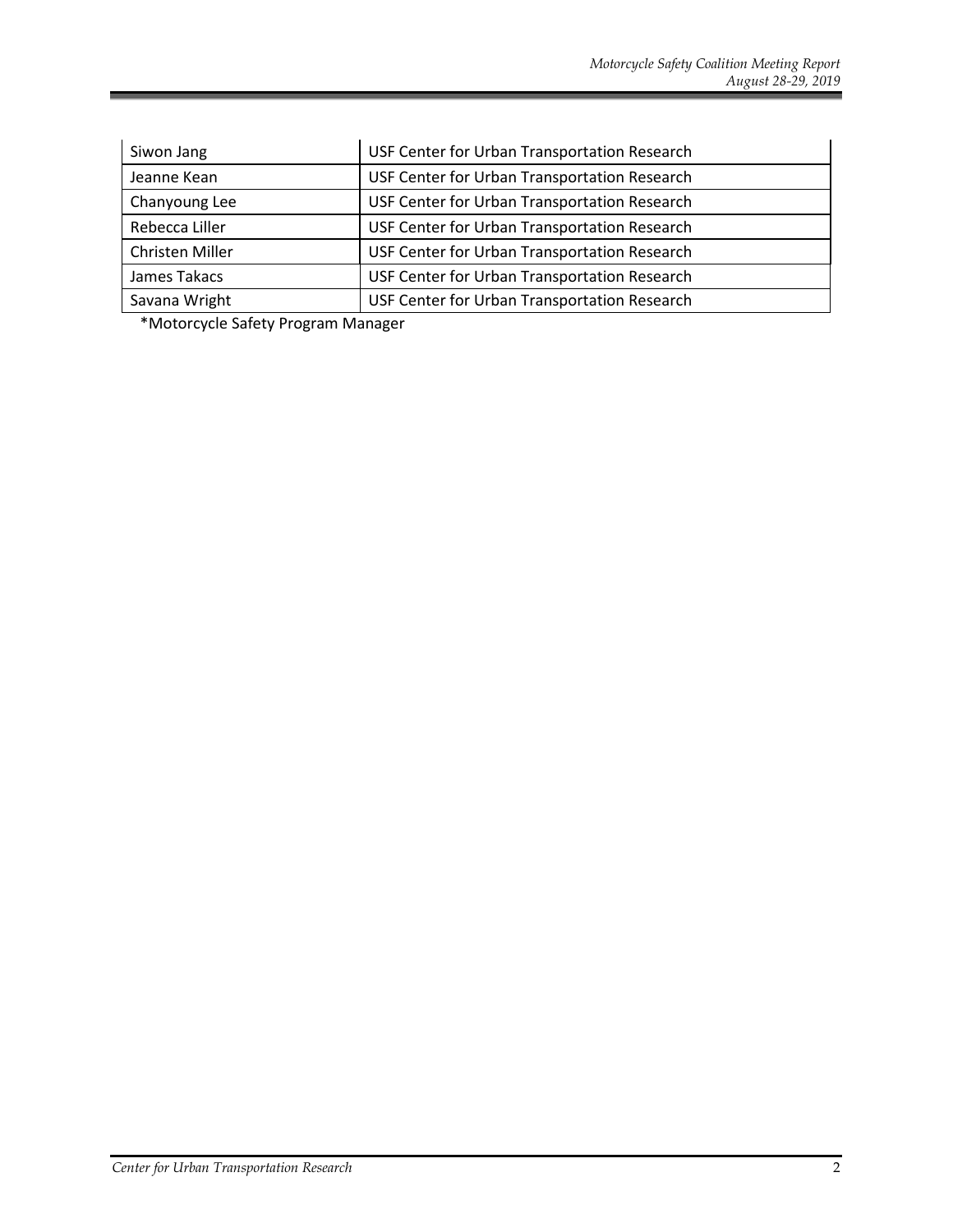| | |
|---|---|
| Siwon Jang | USF Center for Urban Transportation Research |
| Jeanne Kean | USF Center for Urban Transportation Research |
| Chanyoung Lee | USF Center for Urban Transportation Research |
| Rebecca Liller | USF Center for Urban Transportation Research |
| Christen Miller | USF Center for Urban Transportation Research |
| James Takacs | USF Center for Urban Transportation Research |
| Savana Wright | USF Center for Urban Transportation Research |

*Motorcycle Safety Program Manager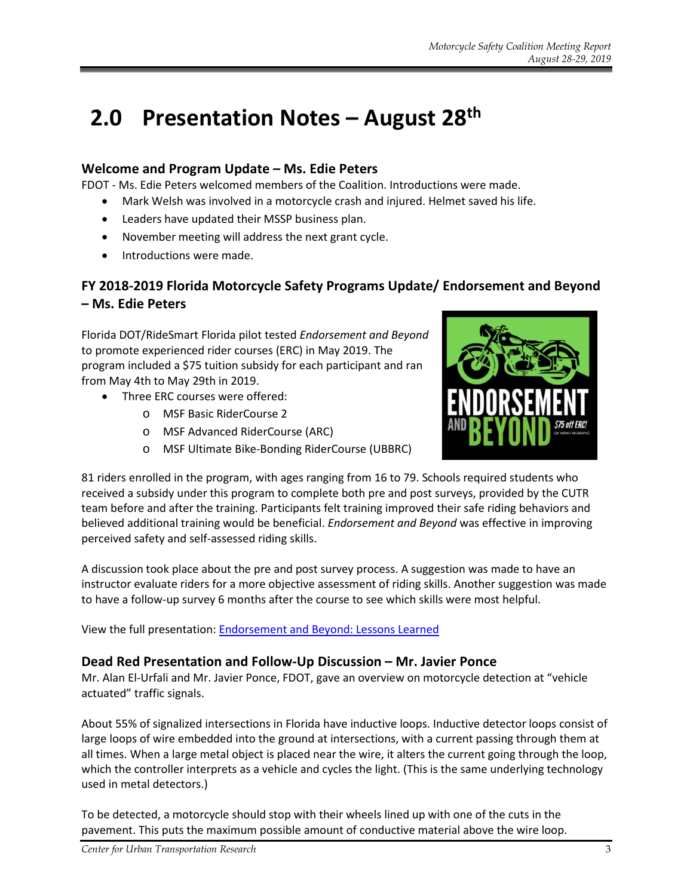# 2.0 Presentation Notes – August 28th

### Welcome and Program Update – Ms. Edie Peters

FDOT - Ms. Edie Peters welcomed members of the Coalition. Introductions were made.

- Mark Welsh was involved in a motorcycle crash and injured. Helmet saved his life.
- Leaders have updated their MSSP business plan.
- November meeting will address the next grant cycle.
- Introductions were made.

### FY 2018-2019 Florida Motorcycle Safety Programs Update/ Endorsement and Beyond – Ms. Edie Peters

Florida DOT/RideSmart Florida pilot tested *Endorsement and Beyond* to promote experienced rider courses (ERC) in May 2019. The program included a $75 tuition subsidy for each participant and ran from May 4th to May 29th in 2019.

- Three ERC courses were offered:
  - MSF Basic RiderCourse 2
  - MSF Advanced RiderCourse (ARC)
  - MSF Ultimate Bike-Bonding RiderCourse (UBBRC)

81 riders enrolled in the program, with ages ranging from 16 to 79. Schools required students who received a subsidy under this program to complete both pre and post surveys, provided by the CUTR team before and after the training. Participants felt training improved their safe riding behaviors and believed additional training would be beneficial. *Endorsement and Beyond* was effective in improving perceived safety and self-assessed riding skills.

A discussion took place about the pre and post survey process. A suggestion was made to have an instructor evaluate riders for a more objective assessment of riding skills. Another suggestion was made to have a follow-up survey 6 months after the course to see which skills were most helpful.

View the full presentation: [Endorsement and Beyond: Lessons Learned]

### Dead Red Presentation and Follow-Up Discussion – Mr. Javier Ponce

Mr. Alan El-Urfali and Mr. Javier Ponce, FDOT, gave an overview on motorcycle detection at "vehicle actuated" traffic signals.

About 55% of signalized intersections in Florida have inductive loops. Inductive detector loops consist of large loops of wire embedded into the ground at intersections, with a current passing through them at all times. When a large metal object is placed near the wire, it alters the current going through the loop, which the controller interprets as a vehicle and cycles the light. (This is the same underlying technology used in metal detectors.)

To be detected, a motorcycle should stop with their wheels lined up with one of the cuts in the pavement. This puts the maximum possible amount of conductive material above the wire loop.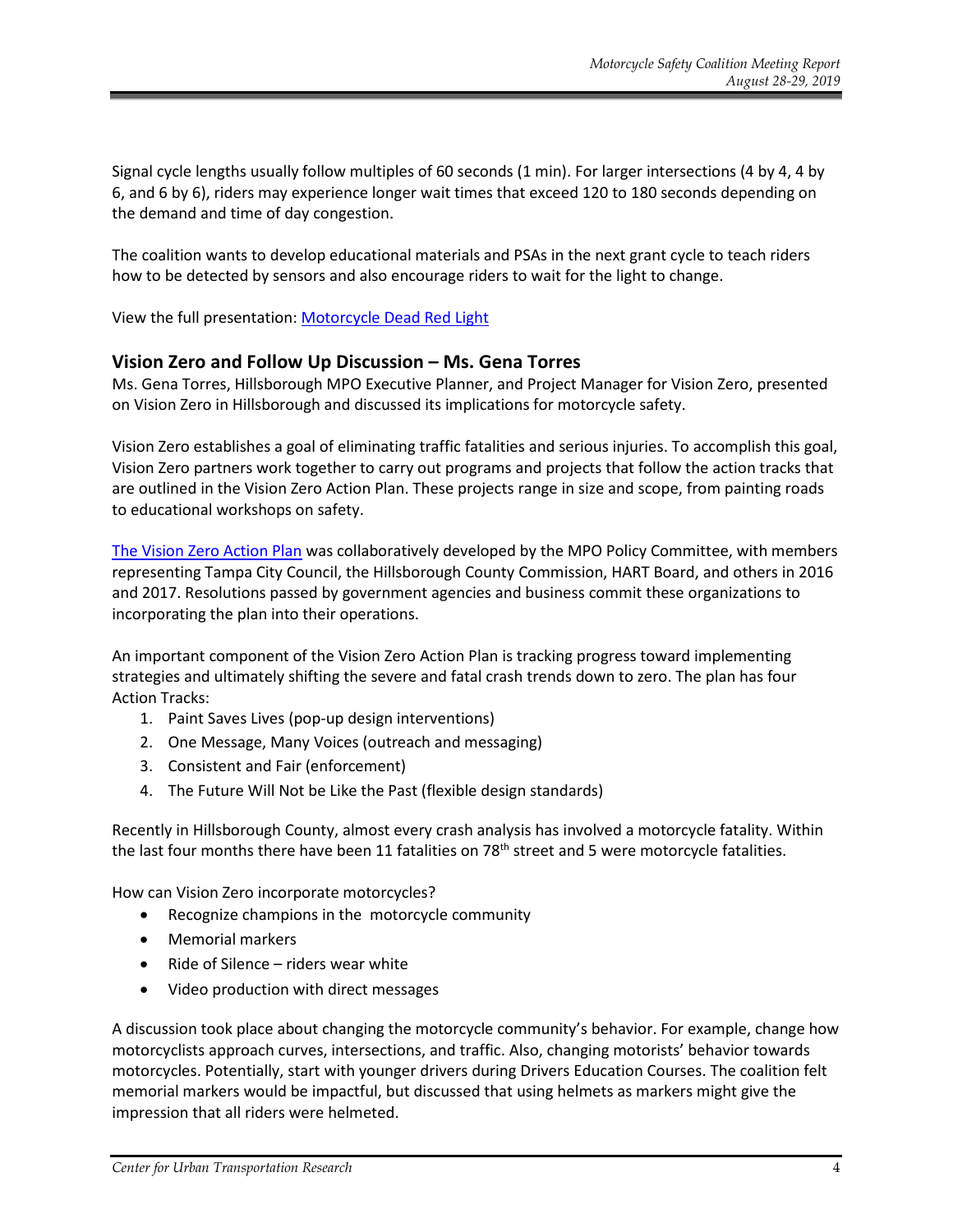Signal cycle lengths usually follow multiples of 60 seconds (1 min). For larger intersections (4 by 4, 4 by 6, and 6 by 6), riders may experience longer wait times that exceed 120 to 180 seconds depending on the demand and time of day congestion.

The coalition wants to develop educational materials and PSAs in the next grant cycle to teach riders how to be detected by sensors and also encourage riders to wait for the light to change.

View the full presentation: [Motorcycle Dead Red Light]()

## Vision Zero and Follow Up Discussion – Ms. Gena Torres

Ms. Gena Torres, Hillsborough MPO Executive Planner, and Project Manager for Vision Zero, presented on Vision Zero in Hillsborough and discussed its implications for motorcycle safety.

Vision Zero establishes a goal of eliminating traffic fatalities and serious injuries. To accomplish this goal, Vision Zero partners work together to carry out programs and projects that follow the action tracks that are outlined in the Vision Zero Action Plan. These projects range in size and scope, from painting roads to educational workshops on safety.

[The Vision Zero Action Plan]() was collaboratively developed by the MPO Policy Committee, with members representing Tampa City Council, the Hillsborough County Commission, HART Board, and others in 2016 and 2017. Resolutions passed by government agencies and business commit these organizations to incorporating the plan into their operations.

An important component of the Vision Zero Action Plan is tracking progress toward implementing strategies and ultimately shifting the severe and fatal crash trends down to zero. The plan has four Action Tracks:

1. Paint Saves Lives (pop-up design interventions)
2. One Message, Many Voices (outreach and messaging)
3. Consistent and Fair (enforcement)
4. The Future Will Not be Like the Past (flexible design standards)

Recently in Hillsborough County, almost every crash analysis has involved a motorcycle fatality. Within the last four months there have been 11 fatalities on 78th street and 5 were motorcycle fatalities.

How can Vision Zero incorporate motorcycles?

- Recognize champions in the motorcycle community
- Memorial markers
- Ride of Silence – riders wear white
- Video production with direct messages

A discussion took place about changing the motorcycle community's behavior. For example, change how motorcyclists approach curves, intersections, and traffic. Also, changing motorists' behavior towards motorcycles. Potentially, start with younger drivers during Drivers Education Courses. The coalition felt memorial markers would be impactful, but discussed that using helmets as markers might give the impression that all riders were helmeted.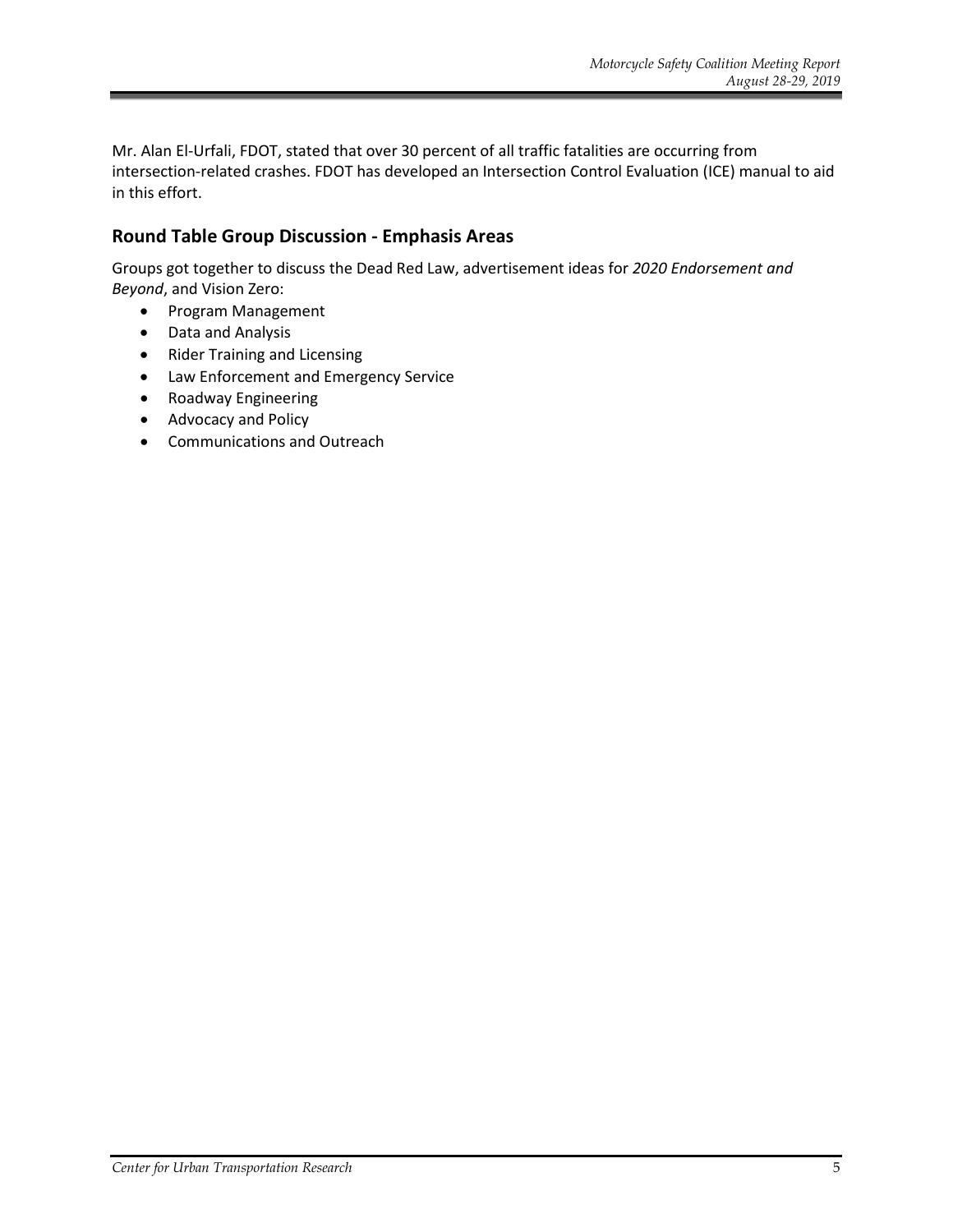Mr. Alan El-Urfali, FDOT, stated that over 30 percent of all traffic fatalities are occurring from intersection-related crashes. FDOT has developed an Intersection Control Evaluation (ICE) manual to aid in this effort.

## Round Table Group Discussion - Emphasis Areas

Groups got together to discuss the Dead Red Law, advertisement ideas for *2020 Endorsement and Beyond*, and Vision Zero:

- Program Management
- Data and Analysis
- Rider Training and Licensing
- Law Enforcement and Emergency Service
- Roadway Engineering
- Advocacy and Policy
- Communications and Outreach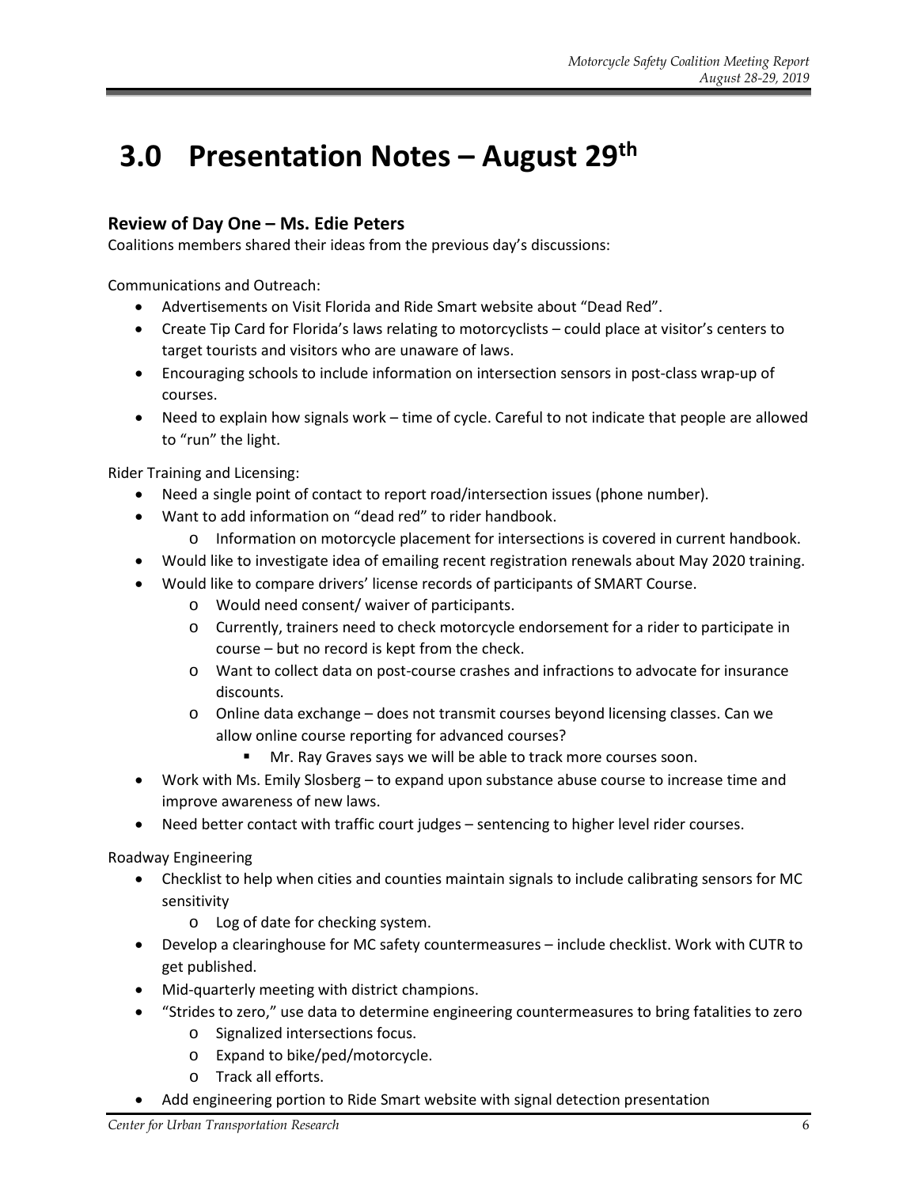# 3.0 Presentation Notes – August 29th

## Review of Day One – Ms. Edie Peters

Coalitions members shared their ideas from the previous day's discussions:

Communications and Outreach:

- Advertisements on Visit Florida and Ride Smart website about "Dead Red".
- Create Tip Card for Florida's laws relating to motorcyclists – could place at visitor's centers to target tourists and visitors who are unaware of laws.
- Encouraging schools to include information on intersection sensors in post-class wrap-up of courses.
- Need to explain how signals work – time of cycle. Careful to not indicate that people are allowed to "run" the light.

Rider Training and Licensing:

- Need a single point of contact to report road/intersection issues (phone number).
- Want to add information on "dead red" to rider handbook.
  - Information on motorcycle placement for intersections is covered in current handbook.
- Would like to investigate idea of emailing recent registration renewals about May 2020 training.
- Would like to compare drivers' license records of participants of SMART Course.
  - Would need consent/ waiver of participants.
  - Currently, trainers need to check motorcycle endorsement for a rider to participate in course – but no record is kept from the check.
  - Want to collect data on post-course crashes and infractions to advocate for insurance discounts.
  - Online data exchange – does not transmit courses beyond licensing classes. Can we allow online course reporting for advanced courses?
    - Mr. Ray Graves says we will be able to track more courses soon.
- Work with Ms. Emily Slosberg – to expand upon substance abuse course to increase time and improve awareness of new laws.
- Need better contact with traffic court judges – sentencing to higher level rider courses.

Roadway Engineering

- Checklist to help when cities and counties maintain signals to include calibrating sensors for MC sensitivity
  - Log of date for checking system.
- Develop a clearinghouse for MC safety countermeasures – include checklist. Work with CUTR to get published.
- Mid-quarterly meeting with district champions.
- "Strides to zero," use data to determine engineering countermeasures to bring fatalities to zero
  - Signalized intersections focus.
  - Expand to bike/ped/motorcycle.
  - Track all efforts.
- Add engineering portion to Ride Smart website with signal detection presentation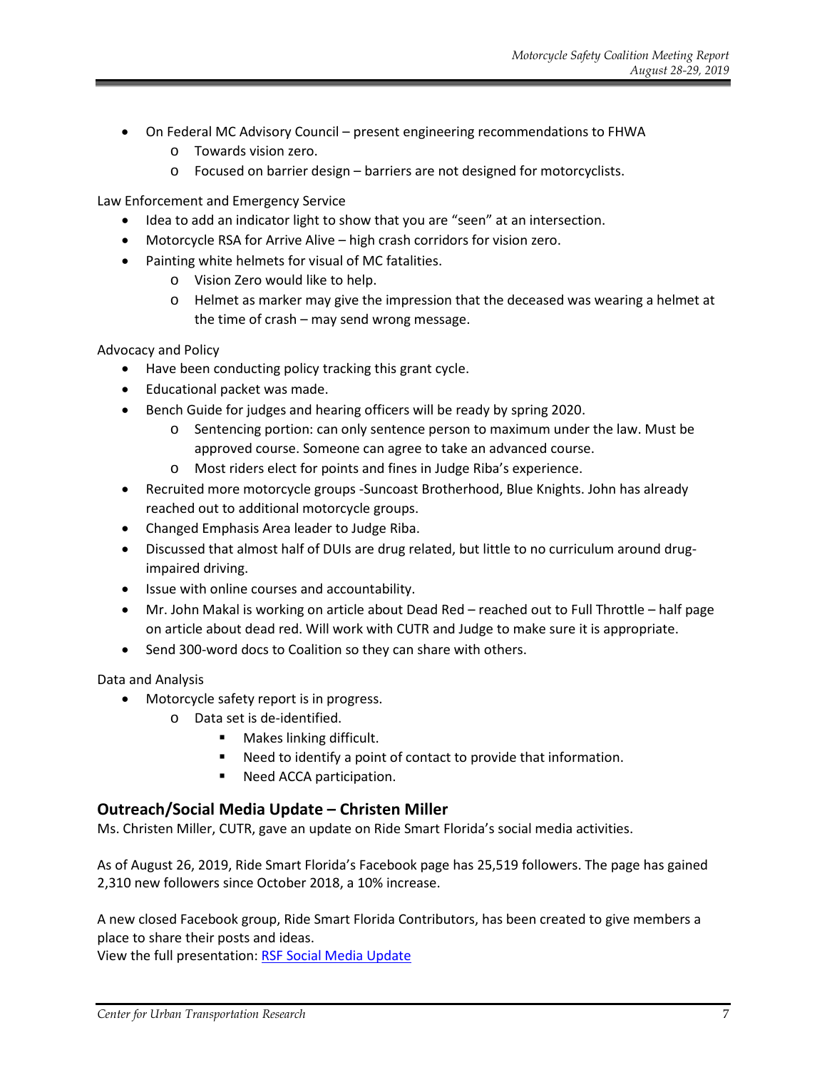- On Federal MC Advisory Council – present engineering recommendations to FHWA
  - Towards vision zero.
  - Focused on barrier design – barriers are not designed for motorcyclists.

Law Enforcement and Emergency Service

- Idea to add an indicator light to show that you are "seen" at an intersection.
- Motorcycle RSA for Arrive Alive – high crash corridors for vision zero.
- Painting white helmets for visual of MC fatalities.
  - Vision Zero would like to help.
  - Helmet as marker may give the impression that the deceased was wearing a helmet at the time of crash – may send wrong message.

Advocacy and Policy

- Have been conducting policy tracking this grant cycle.
- Educational packet was made.
- Bench Guide for judges and hearing officers will be ready by spring 2020.
  - Sentencing portion: can only sentence person to maximum under the law. Must be approved course. Someone can agree to take an advanced course.
  - Most riders elect for points and fines in Judge Riba's experience.
- Recruited more motorcycle groups -Suncoast Brotherhood, Blue Knights. John has already reached out to additional motorcycle groups.
- Changed Emphasis Area leader to Judge Riba.
- Discussed that almost half of DUIs are drug related, but little to no curriculum around drug-impaired driving.
- Issue with online courses and accountability.
- Mr. John Makal is working on article about Dead Red – reached out to Full Throttle – half page on article about dead red. Will work with CUTR and Judge to make sure it is appropriate.
- Send 300-word docs to Coalition so they can share with others.

Data and Analysis

- Motorcycle safety report is in progress.
  - Data set is de-identified.
    - Makes linking difficult.
    - Need to identify a point of contact to provide that information.
    - Need ACCA participation.

## Outreach/Social Media Update – Christen Miller

Ms. Christen Miller, CUTR, gave an update on Ride Smart Florida's social media activities.

As of August 26, 2019, Ride Smart Florida's Facebook page has 25,519 followers. The page has gained 2,310 new followers since October 2018, a 10% increase.

A new closed Facebook group, Ride Smart Florida Contributors, has been created to give members a place to share their posts and ideas.
View the full presentation: RSF Social Media Update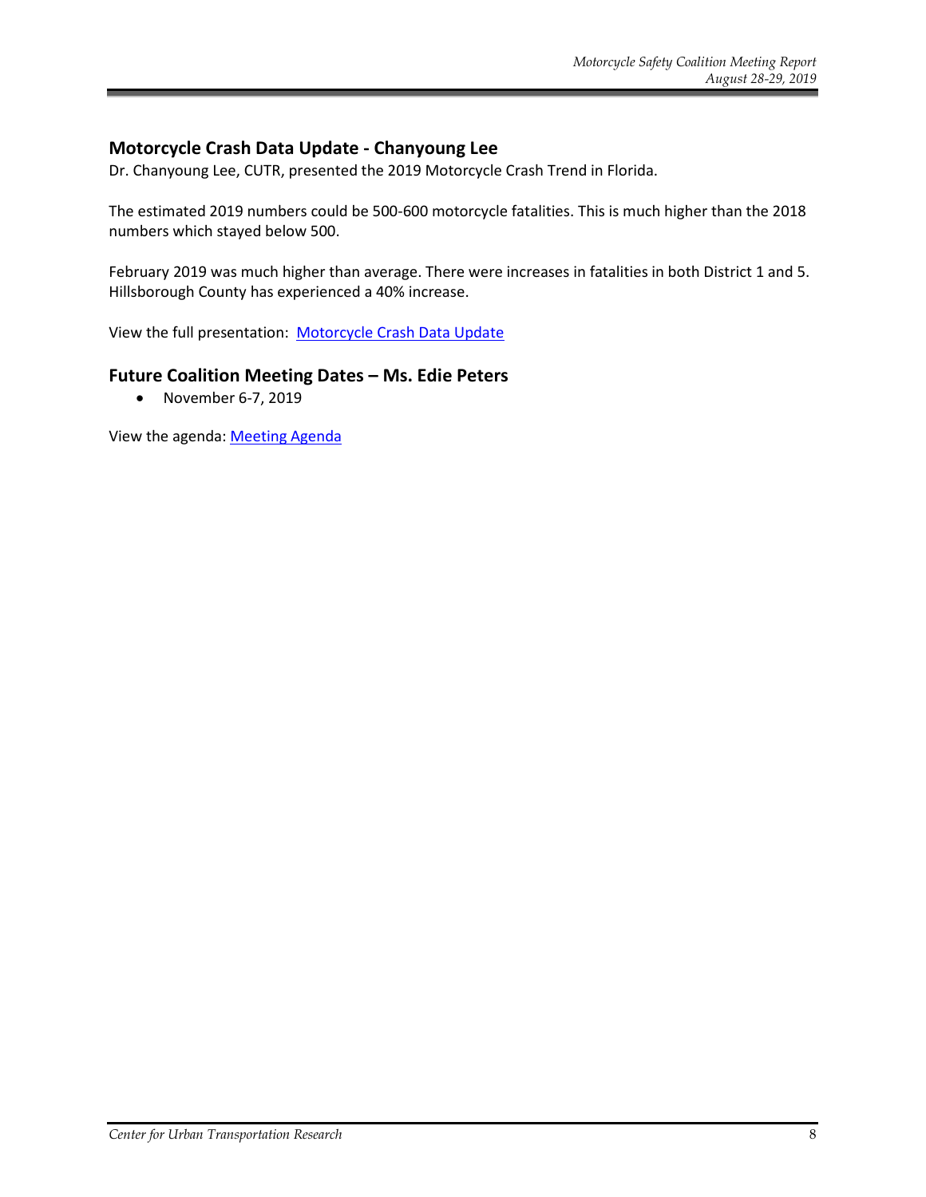## Motorcycle Crash Data Update - Chanyoung Lee

Dr. Chanyoung Lee, CUTR, presented the 2019 Motorcycle Crash Trend in Florida.

The estimated 2019 numbers could be 500-600 motorcycle fatalities. This is much higher than the 2018 numbers which stayed below 500.

February 2019 was much higher than average. There were increases in fatalities in both District 1 and 5. Hillsborough County has experienced a 40% increase.

View the full presentation: [Motorcycle Crash Data Update]()

## Future Coalition Meeting Dates – Ms. Edie Peters

- November 6-7, 2019

View the agenda: [Meeting Agenda]()